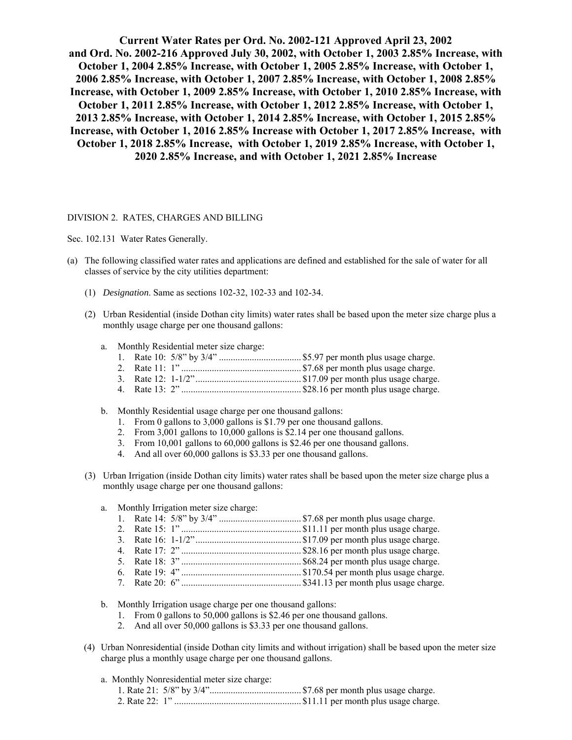**Current Water Rates per Ord. No. 2002-121 Approved April 23, 2002 and Ord. No. 2002-216 Approved July 30, 2002, with October 1, 2003 2.85% Increase, with October 1, 2004 2.85% Increase, with October 1, 2005 2.85% Increase, with October 1, 2006 2.85% Increase, with October 1, 2007 2.85% Increase, with October 1, 2008 2.85% Increase, with October 1, 2009 2.85% Increase, with October 1, 2010 2.85% Increase, with October 1, 2011 2.85% Increase, with October 1, 2012 2.85% Increase, with October 1, 2013 2.85% Increase, with October 1, 2014 2.85% Increase, with October 1, 2015 2.85% Increase, with October 1, 2016 2.85% Increase with October 1, 2017 2.85% Increase, with October 1, 2018 2.85% Increase, with October 1, 2019 2.85% Increase, with October 1, 2020 2.85% Increase, and with October 1, 2021 2.85% Increase**

DIVISION 2. RATES, CHARGES AND BILLING

Sec. 102.131 Water Rates Generally.

(a) The following classified water rates and applications are defined and established for the sale of water for all classes of service by the city utilities department:

(1) *Designation*. Same as sections 102-32, 102-33 and 102-34.

(2) Urban Residential (inside Dothan city limits) water rates shall be based upon the meter size charge plus a monthly usage charge per one thousand gallons:

a. Monthly Residential meter size charge:
1. Rate 10: 5/8” by 3/4” .................................. $5.97 per month plus usage charge.
2. Rate 11: 1” .................................................. $7.68 per month plus usage charge.
3. Rate 12: 1-1/2” ............................................ $17.09 per month plus usage charge.
4. Rate 13: 2” .................................................. $28.16 per month plus usage charge.

b. Monthly Residential usage charge per one thousand gallons:
1. From 0 gallons to 3,000 gallons is $1.79 per one thousand gallons.
2. From 3,001 gallons to 10,000 gallons is $2.14 per one thousand gallons.
3. From 10,001 gallons to 60,000 gallons is $2.46 per one thousand gallons.
4. And all over 60,000 gallons is $3.33 per one thousand gallons.

(3) Urban Irrigation (inside Dothan city limits) water rates shall be based upon the meter size charge plus a monthly usage charge per one thousand gallons:

a. Monthly Irrigation meter size charge:
1. Rate 14: 5/8” by 3/4” .................................. $7.68 per month plus usage charge.
2. Rate 15: 1” .................................................. $11.11 per month plus usage charge.
3. Rate 16: 1-1/2” ............................................ $17.09 per month plus usage charge.
4. Rate 17: 2” .................................................. $28.16 per month plus usage charge.
5. Rate 18: 3” .................................................. $68.24 per month plus usage charge.
6. Rate 19: 4” .................................................. $170.54 per month plus usage charge.
7. Rate 20: 6” .................................................. $341.13 per month plus usage charge.

b. Monthly Irrigation usage charge per one thousand gallons:
1. From 0 gallons to 50,000 gallons is $2.46 per one thousand gallons.
2. And all over 50,000 gallons is $3.33 per one thousand gallons.

(4) Urban Nonresidential (inside Dothan city limits and without irrigation) shall be based upon the meter size charge plus a monthly usage charge per one thousand gallons.

a. Monthly Nonresidential meter size charge:
1. Rate 21: 5/8” by 3/4” ...................................... $7.68 per month plus usage charge.
2. Rate 22: 1” ..................................................... $11.11 per month plus usage charge.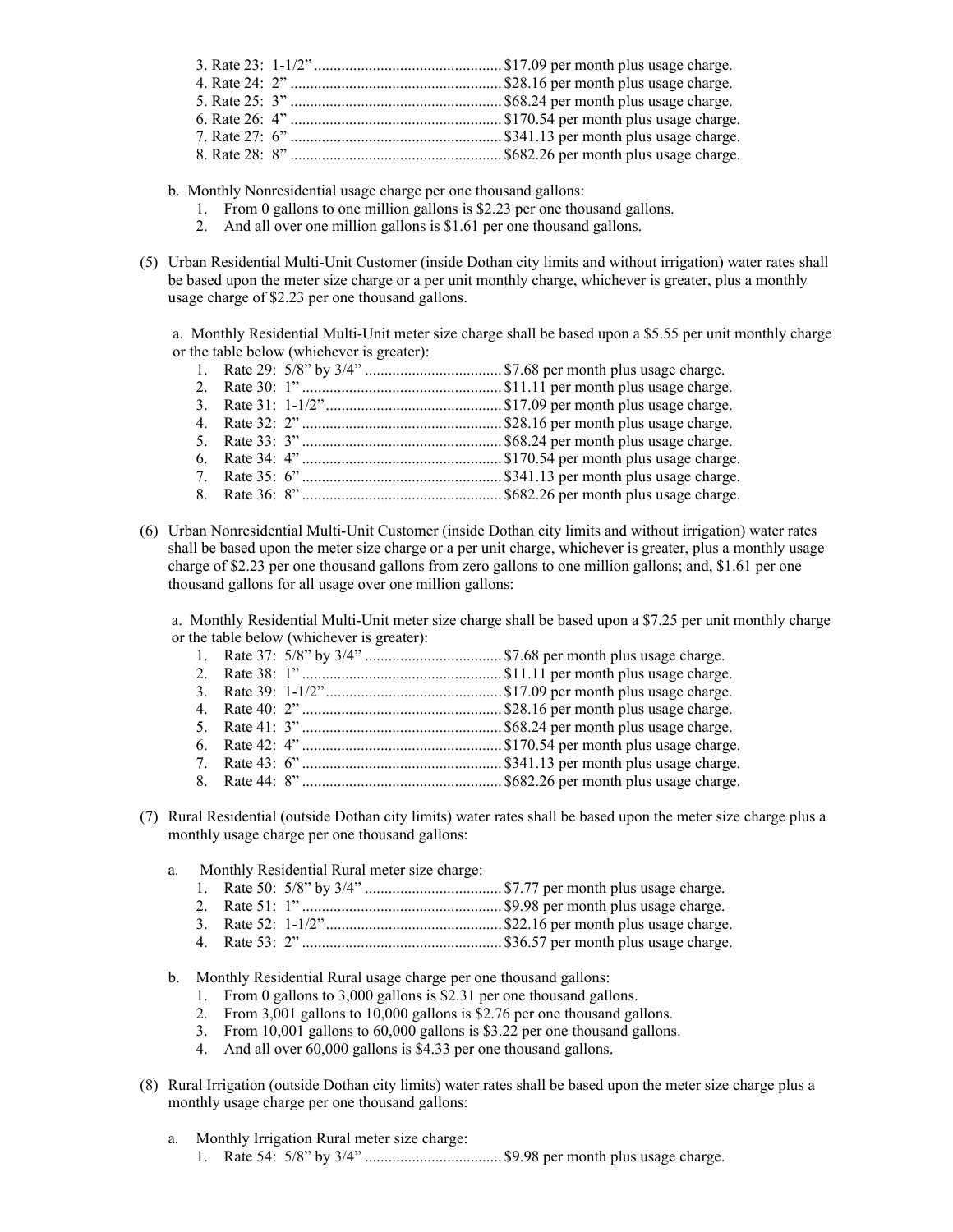3. Rate 23: 1-1/2" ............................................... $17.09 per month plus usage charge.
4. Rate 24: 2" ..................................................... $28.16 per month plus usage charge.
5. Rate 25: 3" ..................................................... $68.24 per month plus usage charge.
6. Rate 26: 4" ..................................................... $170.54 per month plus usage charge.
7. Rate 27: 6" ..................................................... $341.13 per month plus usage charge.
8. Rate 28: 8" ..................................................... $682.26 per month plus usage charge.

b. Monthly Nonresidential usage charge per one thousand gallons:
   1. From 0 gallons to one million gallons is $2.23 per one thousand gallons.
   2. And all over one million gallons is $1.61 per one thousand gallons.

(5) Urban Residential Multi-Unit Customer (inside Dothan city limits and without irrigation) water rates shall be based upon the meter size charge or a per unit monthly charge, whichever is greater, plus a monthly usage charge of $2.23 per one thousand gallons.

a. Monthly Residential Multi-Unit meter size charge shall be based upon a $5.55 per unit monthly charge or the table below (whichever is greater):
   1. Rate 29: 5/8" by 3/4" .................................. $7.68 per month plus usage charge.
   2. Rate 30: 1" .................................................. $11.11 per month plus usage charge.
   3. Rate 31: 1-1/2"............................................ $17.09 per month plus usage charge.
   4. Rate 32: 2" .................................................. $28.16 per month plus usage charge.
   5. Rate 33: 3" .................................................. $68.24 per month plus usage charge.
   6. Rate 34: 4" .................................................. $170.54 per month plus usage charge.
   7. Rate 35: 6" .................................................. $341.13 per month plus usage charge.
   8. Rate 36: 8" .................................................. $682.26 per month plus usage charge.

(6) Urban Nonresidential Multi-Unit Customer (inside Dothan city limits and without irrigation) water rates shall be based upon the meter size charge or a per unit charge, whichever is greater, plus a monthly usage charge of $2.23 per one thousand gallons from zero gallons to one million gallons; and, $1.61 per one thousand gallons for all usage over one million gallons:

a. Monthly Residential Multi-Unit meter size charge shall be based upon a $7.25 per unit monthly charge or the table below (whichever is greater):
   1. Rate 37: 5/8" by 3/4" .................................. $7.68 per month plus usage charge.
   2. Rate 38: 1" .................................................. $11.11 per month plus usage charge.
   3. Rate 39: 1-1/2"............................................ $17.09 per month plus usage charge.
   4. Rate 40: 2" .................................................. $28.16 per month plus usage charge.
   5. Rate 41: 3" .................................................. $68.24 per month plus usage charge.
   6. Rate 42: 4" .................................................. $170.54 per month plus usage charge.
   7. Rate 43: 6" .................................................. $341.13 per month plus usage charge.
   8. Rate 44: 8" .................................................. $682.26 per month plus usage charge.

(7) Rural Residential (outside Dothan city limits) water rates shall be based upon the meter size charge plus a monthly usage charge per one thousand gallons:

a. Monthly Residential Rural meter size charge:
   1. Rate 50: 5/8" by 3/4" .................................. $7.77 per month plus usage charge.
   2. Rate 51: 1" .................................................. $9.98 per month plus usage charge.
   3. Rate 52: 1-1/2"............................................ $22.16 per month plus usage charge.
   4. Rate 53: 2" .................................................. $36.57 per month plus usage charge.

b. Monthly Residential Rural usage charge per one thousand gallons:
   1. From 0 gallons to 3,000 gallons is $2.31 per one thousand gallons.
   2. From 3,001 gallons to 10,000 gallons is $2.76 per one thousand gallons.
   3. From 10,001 gallons to 60,000 gallons is $3.22 per one thousand gallons.
   4. And all over 60,000 gallons is $4.33 per one thousand gallons.

(8) Rural Irrigation (outside Dothan city limits) water rates shall be based upon the meter size charge plus a monthly usage charge per one thousand gallons:

a. Monthly Irrigation Rural meter size charge:
   1. Rate 54: 5/8" by 3/4" .................................. $9.98 per month plus usage charge.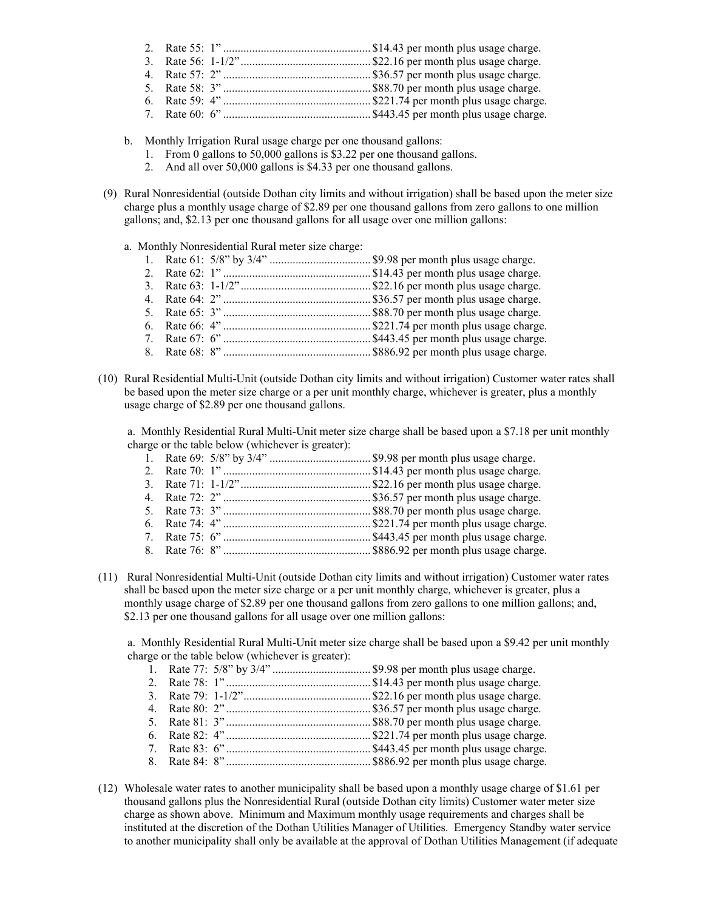2. Rate 55: 1" .................................................. $14.43 per month plus usage charge.
3. Rate 56: 1-1/2" ............................................ $22.16 per month plus usage charge.
4. Rate 57: 2" .................................................. $36.57 per month plus usage charge.
5. Rate 58: 3" .................................................. $88.70 per month plus usage charge.
6. Rate 59: 4" .................................................. $221.74 per month plus usage charge.
7. Rate 60: 6" .................................................. $443.45 per month plus usage charge.

b. Monthly Irrigation Rural usage charge per one thousand gallons:
   1. From 0 gallons to 50,000 gallons is $3.22 per one thousand gallons.
   2. And all over 50,000 gallons is $4.33 per one thousand gallons.

(9) Rural Nonresidential (outside Dothan city limits and without irrigation) shall be based upon the meter size charge plus a monthly usage charge of $2.89 per one thousand gallons from zero gallons to one million gallons; and, $2.13 per one thousand gallons for all usage over one million gallons:

a. Monthly Nonresidential Rural meter size charge:
   1. Rate 61: 5/8" by 3/4" .................................. $9.98 per month plus usage charge.
   2. Rate 62: 1" .................................................. $14.43 per month plus usage charge.
   3. Rate 63: 1-1/2" ............................................ $22.16 per month plus usage charge.
   4. Rate 64: 2" .................................................. $36.57 per month plus usage charge.
   5. Rate 65: 3" .................................................. $88.70 per month plus usage charge.
   6. Rate 66: 4" .................................................. $221.74 per month plus usage charge.
   7. Rate 67: 6" .................................................. $443.45 per month plus usage charge.
   8. Rate 68: 8" .................................................. $886.92 per month plus usage charge.

(10) Rural Residential Multi-Unit (outside Dothan city limits and without irrigation) Customer water rates shall be based upon the meter size charge or a per unit monthly charge, whichever is greater, plus a monthly usage charge of $2.89 per one thousand gallons.

a. Monthly Residential Rural Multi-Unit meter size charge shall be based upon a $7.18 per unit monthly charge or the table below (whichever is greater):
   1. Rate 69: 5/8" by 3/4" .................................. $9.98 per month plus usage charge.
   2. Rate 70: 1" .................................................. $14.43 per month plus usage charge.
   3. Rate 71: 1-1/2" ............................................ $22.16 per month plus usage charge.
   4. Rate 72: 2" .................................................. $36.57 per month plus usage charge.
   5. Rate 73: 3" .................................................. $88.70 per month plus usage charge.
   6. Rate 74: 4" .................................................. $221.74 per month plus usage charge.
   7. Rate 75: 6" .................................................. $443.45 per month plus usage charge.
   8. Rate 76: 8" .................................................. $886.92 per month plus usage charge.

(11) Rural Nonresidential Multi-Unit (outside Dothan city limits and without irrigation) Customer water rates shall be based upon the meter size charge or a per unit monthly charge, whichever is greater, plus a monthly usage charge of $2.89 per one thousand gallons from zero gallons to one million gallons; and, $2.13 per one thousand gallons for all usage over one million gallons:

a. Monthly Residential Rural Multi-Unit meter size charge shall be based upon a $9.42 per unit monthly charge or the table below (whichever is greater):
   1. Rate 77: 5/8" by 3/4" .................................. $9.98 per month plus usage charge.
   2. Rate 78: 1" .................................................. $14.43 per month plus usage charge.
   3. Rate 79: 1-1/2" ............................................ $22.16 per month plus usage charge.
   4. Rate 80: 2" .................................................. $36.57 per month plus usage charge.
   5. Rate 81: 3" .................................................. $88.70 per month plus usage charge.
   6. Rate 82: 4" .................................................. $221.74 per month plus usage charge.
   7. Rate 83: 6" .................................................. $443.45 per month plus usage charge.
   8. Rate 84: 8" .................................................. $886.92 per month plus usage charge.

(12) Wholesale water rates to another municipality shall be based upon a monthly usage charge of $1.61 per thousand gallons plus the Nonresidential Rural (outside Dothan city limits) Customer water meter size charge as shown above. Minimum and Maximum monthly usage requirements and charges shall be instituted at the discretion of the Dothan Utilities Manager of Utilities. Emergency Standby water service to another municipality shall only be available at the approval of Dothan Utilities Management (if adequate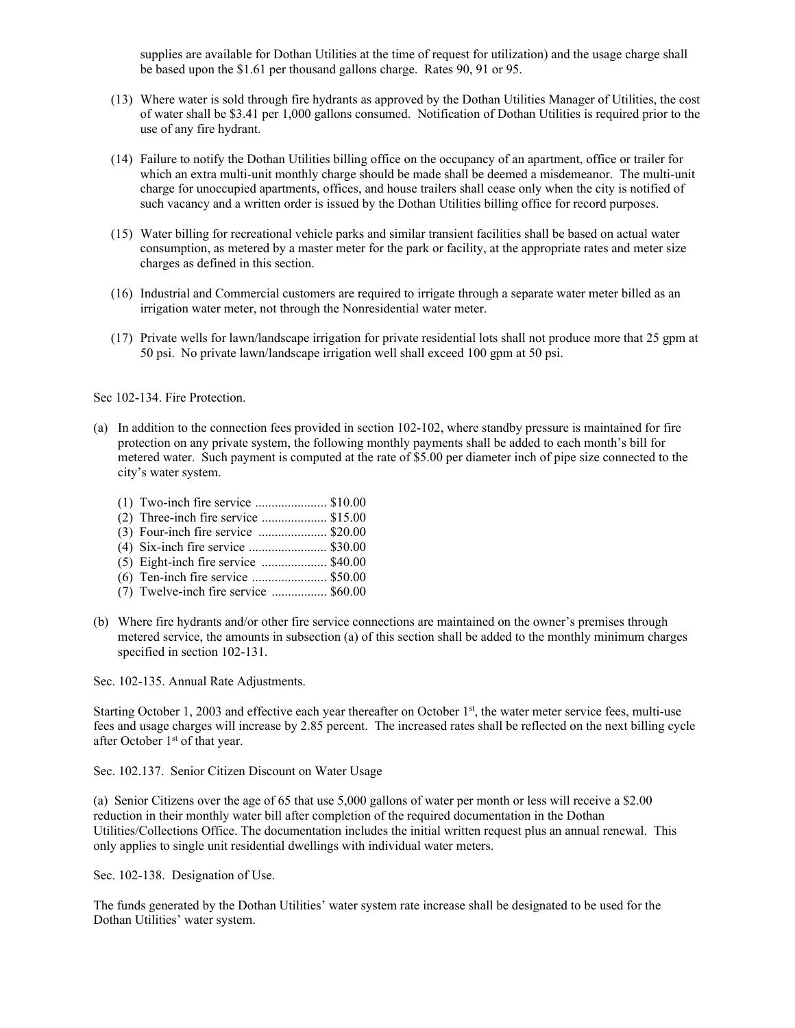supplies are available for Dothan Utilities at the time of request for utilization) and the usage charge shall be based upon the $1.61 per thousand gallons charge. Rates 90, 91 or 95.

(13) Where water is sold through fire hydrants as approved by the Dothan Utilities Manager of Utilities, the cost of water shall be $3.41 per 1,000 gallons consumed. Notification of Dothan Utilities is required prior to the use of any fire hydrant.

(14) Failure to notify the Dothan Utilities billing office on the occupancy of an apartment, office or trailer for which an extra multi-unit monthly charge should be made shall be deemed a misdemeanor. The multi-unit charge for unoccupied apartments, offices, and house trailers shall cease only when the city is notified of such vacancy and a written order is issued by the Dothan Utilities billing office for record purposes.

(15) Water billing for recreational vehicle parks and similar transient facilities shall be based on actual water consumption, as metered by a master meter for the park or facility, at the appropriate rates and meter size charges as defined in this section.

(16) Industrial and Commercial customers are required to irrigate through a separate water meter billed as an irrigation water meter, not through the Nonresidential water meter.

(17) Private wells for lawn/landscape irrigation for private residential lots shall not produce more that 25 gpm at 50 psi. No private lawn/landscape irrigation well shall exceed 100 gpm at 50 psi.

Sec 102-134. Fire Protection.

(a) In addition to the connection fees provided in section 102-102, where standby pressure is maintained for fire protection on any private system, the following monthly payments shall be added to each month's bill for metered water. Such payment is computed at the rate of $5.00 per diameter inch of pipe size connected to the city's water system.

(1) Two-inch fire service ...................... $10.00
(2) Three-inch fire service .................... $15.00
(3) Four-inch fire service ..................... $20.00
(4) Six-inch fire service ........................ $30.00
(5) Eight-inch fire service .................... $40.00
(6) Ten-inch fire service ....................... $50.00
(7) Twelve-inch fire service ................. $60.00

(b) Where fire hydrants and/or other fire service connections are maintained on the owner's premises through metered service, the amounts in subsection (a) of this section shall be added to the monthly minimum charges specified in section 102-131.

Sec. 102-135. Annual Rate Adjustments.

Starting October 1, 2003 and effective each year thereafter on October 1st, the water meter service fees, multi-use fees and usage charges will increase by 2.85 percent. The increased rates shall be reflected on the next billing cycle after October 1st of that year.

Sec. 102.137. Senior Citizen Discount on Water Usage

(a) Senior Citizens over the age of 65 that use 5,000 gallons of water per month or less will receive a $2.00 reduction in their monthly water bill after completion of the required documentation in the Dothan Utilities/Collections Office. The documentation includes the initial written request plus an annual renewal. This only applies to single unit residential dwellings with individual water meters.

Sec. 102-138. Designation of Use.

The funds generated by the Dothan Utilities' water system rate increase shall be designated to be used for the Dothan Utilities' water system.